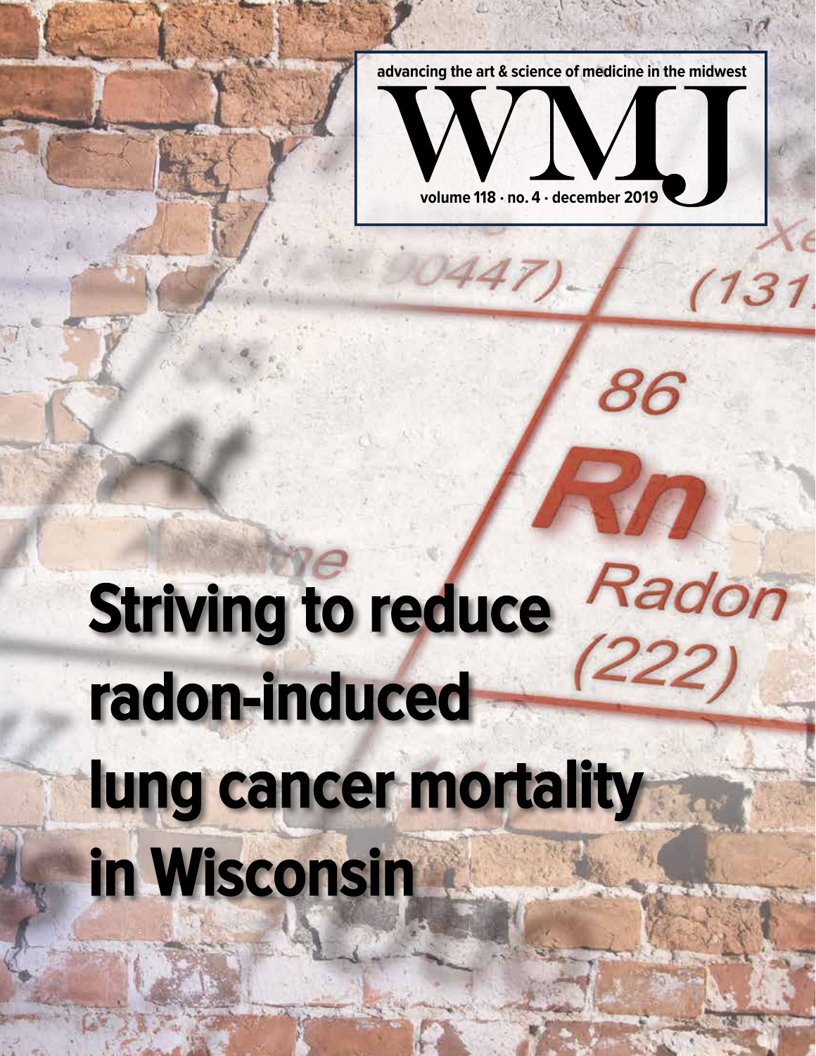advancing the art & science of medicine in the midwest

# WMJ

volume 118 · no. 4 · december 2019

# Striving to reduce radon-induced lung cancer mortality in Wisconsin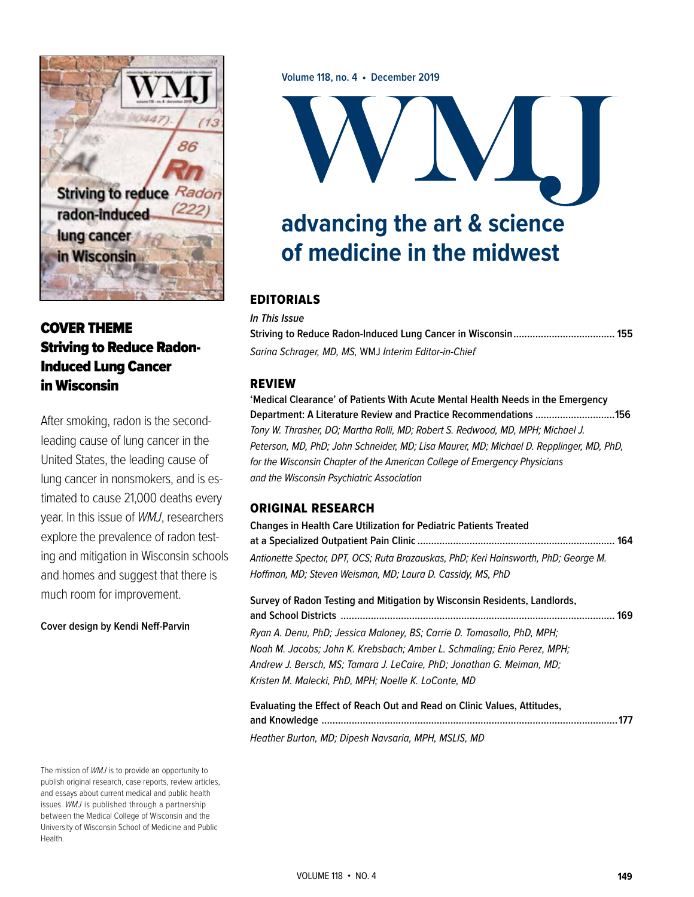Volume 118, no. 4 • December 2019

# WMJ

## advancing the art & science of medicine in the midwest

## COVER THEME

### Striving to Reduce Radon-Induced Lung Cancer in Wisconsin

After smoking, radon is the second-leading cause of lung cancer in the United States, the leading cause of lung cancer in nonsmokers, and is estimated to cause 21,000 deaths every year. In this issue of *WMJ*, researchers explore the prevalence of radon testing and mitigation in Wisconsin schools and homes and suggest that there is much room for improvement.

**Cover design by Kendi Neff-Parvin**

## EDITORIALS

***In This Issue***

**Striving to Reduce Radon-Induced Lung Cancer in Wisconsin .................................... 155**
*Sarina Schrager, MD, MS,* WMJ *Interim Editor-in-Chief*

## REVIEW

**'Medical Clearance' of Patients With Acute Mental Health Needs in the Emergency Department: A Literature Review and Practice Recommendations ............................156**
*Tony W. Thrasher, DO; Martha Rolli, MD; Robert S. Redwood, MD, MPH; Michael J. Peterson, MD, PhD; John Schneider, MD; Lisa Maurer, MD; Michael D. Repplinger, MD, PhD, for the Wisconsin Chapter of the American College of Emergency Physicians and the Wisconsin Psychiatric Association*

## ORIGINAL RESEARCH

**Changes in Health Care Utilization for Pediatric Patients Treated at a Specialized Outpatient Pain Clinic ....................................................................... 164**
*Antionette Spector, DPT, OCS; Ruta Brazauskas, PhD; Keri Hainsworth, PhD; George M. Hoffman, MD; Steven Weisman, MD; Laura D. Cassidy, MS, PhD*

**Survey of Radon Testing and Mitigation by Wisconsin Residents, Landlords, and School Districts .................................................................................................. 169**
*Ryan A. Denu, PhD; Jessica Maloney, BS; Carrie D. Tomasallo, PhD, MPH; Noah M. Jacobs; John K. Krebsbach; Amber L. Schmaling; Enio Perez, MPH; Andrew J. Bersch, MS; Tamara J. LeCaire, PhD; Jonathan G. Meiman, MD; Kristen M. Malecki, PhD, MPH; Noelle K. LoConte, MD*

**Evaluating the Effect of Reach Out and Read on Clinic Values, Attitudes, and Knowledge ..........................................................................................................177**
*Heather Burton, MD; Dipesh Navsaria, MPH, MSLIS, MD*

The mission of *WMJ* is to provide an opportunity to publish original research, case reports, review articles, and essays about current medical and public health issues. *WMJ* is published through a partnership between the Medical College of Wisconsin and the University of Wisconsin School of Medicine and Public Health.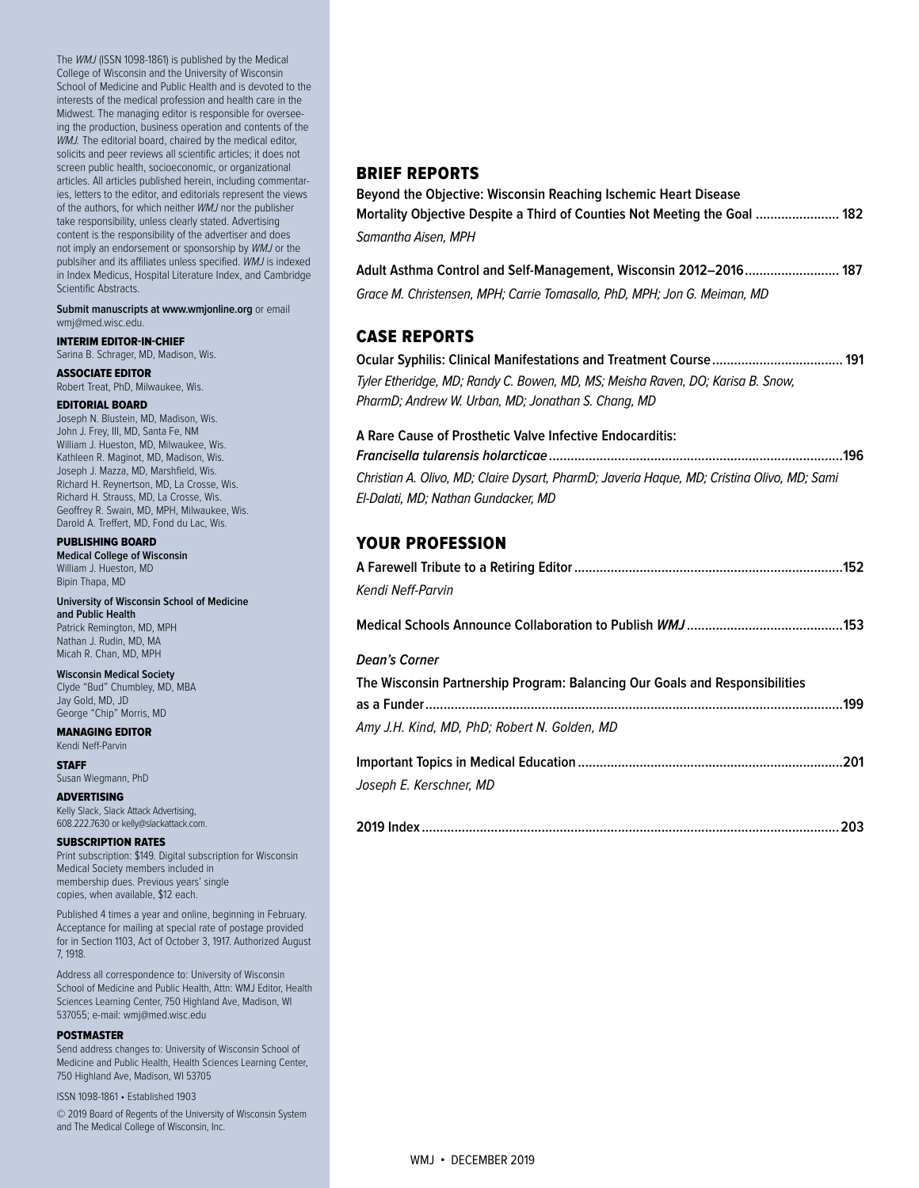The *WMJ* (ISSN 1098-1861) is published by the Medical College of Wisconsin and the University of Wisconsin School of Medicine and Public Health and is devoted to the interests of the medical profession and health care in the Midwest. The managing editor is responsible for overseeing the production, business operation and contents of the *WMJ*. The editorial board, chaired by the medical editor, solicits and peer reviews all scientific articles; it does not screen public health, socioeconomic, or organizational articles. All articles published herein, including commentaries, letters to the editor, and editorials represent the views of the authors, for which neither *WMJ* nor the publisher take responsibility, unless clearly stated. Advertising content is the responsibility of the advertiser and does not imply an endorsement or sponsorship by *WMJ* or the publsiher and its affiliates unless specified. *WMJ* is indexed in Index Medicus, Hospital Literature Index, and Cambridge Scientific Abstracts.

**Submit manuscripts at www.wmjonline.org** or email wmj@med.wisc.edu.

**INTERIM EDITOR-IN-CHIEF**
Sarina B. Schrager, MD, Madison, Wis.

**ASSOCIATE EDITOR**
Robert Treat, PhD, Milwaukee, Wis.

**EDITORIAL BOARD**
Joseph N. Blustein, MD, Madison, Wis.
John J. Frey, III, MD, Santa Fe, NM
William J. Hueston, MD, Milwaukee, Wis.
Kathleen R. Maginot, MD, Madison, Wis.
Joseph J. Mazza, MD, Marshfield, Wis.
Richard H. Reynertson, MD, La Crosse, Wis.
Richard H. Strauss, MD, La Crosse, Wis.
Geoffrey R. Swain, MD, MPH, Milwaukee, Wis.
Darold A. Treffert, MD, Fond du Lac, Wis.

**PUBLISHING BOARD**

**Medical College of Wisconsin**
William J. Hueston, MD
Bipin Thapa, MD

**University of Wisconsin School of Medicine and Public Health**
Patrick Remington, MD, MPH
Nathan J. Rudin, MD, MA
Micah R. Chan, MD, MPH

**Wisconsin Medical Society**
Clyde "Bud" Chumbley, MD, MBA
Jay Gold, MD, JD
George "Chip" Morris, MD

**MANAGING EDITOR**
Kendi Neff-Parvin

**STAFF**
Susan Wiegmann, PhD

**ADVERTISING**
Kelly Slack, Slack Attack Advertising, 608.222.7630 or kelly@slackattack.com.

**SUBSCRIPTION RATES**
Print subscription: $149. Digital subscription for Wisconsin Medical Society members included in membership dues. Previous years' single copies, when available, $12 each.

Published 4 times a year and online, beginning in February. Acceptance for mailing at special rate of postage provided for in Section 1103, Act of October 3, 1917. Authorized August 7, 1918.

Address all correspondence to: University of Wisconsin School of Medicine and Public Health, Attn: WMJ Editor, Health Sciences Learning Center, 750 Highland Ave, Madison, WI 537055; e-mail: wmj@med.wisc.edu

**POSTMASTER**
Send address changes to: University of Wisconsin School of Medicine and Public Health, Health Sciences Learning Center, 750 Highland Ave, Madison, WI 53705

ISSN 1098-1861 • Established 1903

© 2019 Board of Regents of the University of Wisconsin System and The Medical College of Wisconsin, Inc.

## BRIEF REPORTS

**Beyond the Objective: Wisconsin Reaching Ischemic Heart Disease Mortality Objective Despite a Third of Counties Not Meeting the Goal ....................... 182**
*Samantha Aisen, MPH*

**Adult Asthma Control and Self-Management, Wisconsin 2012–2016.......................... 187**
*Grace M. Christensen, MPH; Carrie Tomasallo, PhD, MPH; Jon G. Meiman, MD*

## CASE REPORTS

**Ocular Syphilis: Clinical Manifestations and Treatment Course.................................... 191**
*Tyler Etheridge, MD; Randy C. Bowen, MD, MS; Meisha Raven, DO; Karisa B. Snow, PharmD; Andrew W. Urban, MD; Jonathan S. Chang, MD*

**A Rare Cause of Prosthetic Valve Infective Endocarditis: *Francisella tularensis holarcticae*...............................................................................196**
*Christian A. Olivo, MD; Claire Dysart, PharmD; Javeria Haque, MD; Cristina Olivo, MD; Sami El-Dalati, MD; Nathan Gundacker, MD*

## YOUR PROFESSION

**A Farewell Tribute to a Retiring Editor.........................................................................152**
*Kendi Neff-Parvin*

**Medical Schools Announce Collaboration to Publish *WMJ*...........................................153**

***Dean's Corner***

**The Wisconsin Partnership Program: Balancing Our Goals and Responsibilities as a Funder...................................................................................................................199**
*Amy J.H. Kind, MD, PhD; Robert N. Golden, MD*

**Important Topics in Medical Education........................................................................201**
*Joseph E. Kerschner, MD*

**2019 Index..................................................................................................................203**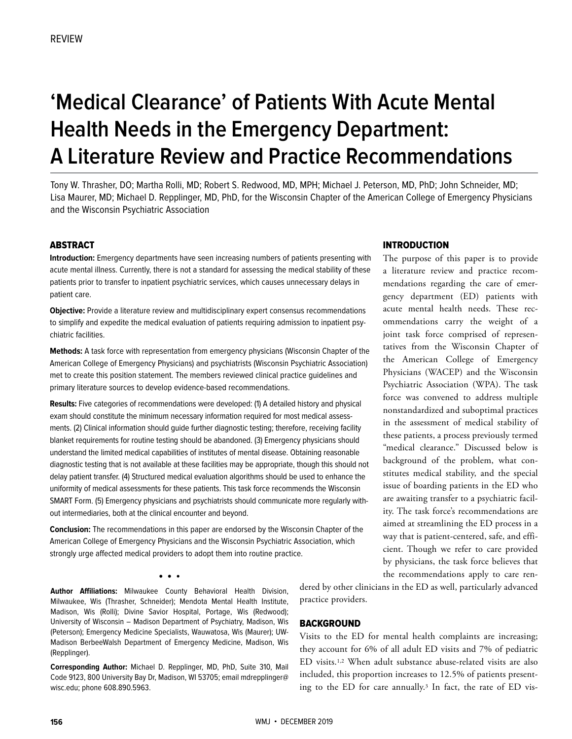REVIEW

# 'Medical Clearance' of Patients With Acute Mental Health Needs in the Emergency Department: A Literature Review and Practice Recommendations

Tony W. Thrasher, DO; Martha Rolli, MD; Robert S. Redwood, MD, MPH; Michael J. Peterson, MD, PhD; John Schneider, MD; Lisa Maurer, MD; Michael D. Repplinger, MD, PhD, for the Wisconsin Chapter of the American College of Emergency Physicians and the Wisconsin Psychiatric Association

## ABSTRACT

**Introduction:** Emergency departments have seen increasing numbers of patients presenting with acute mental illness. Currently, there is not a standard for assessing the medical stability of these patients prior to transfer to inpatient psychiatric services, which causes unnecessary delays in patient care.

**Objective:** Provide a literature review and multidisciplinary expert consensus recommendations to simplify and expedite the medical evaluation of patients requiring admission to inpatient psychiatric facilities.

**Methods:** A task force with representation from emergency physicians (Wisconsin Chapter of the American College of Emergency Physicians) and psychiatrists (Wisconsin Psychiatric Association) met to create this position statement. The members reviewed clinical practice guidelines and primary literature sources to develop evidence-based recommendations.

**Results:** Five categories of recommendations were developed: (1) A detailed history and physical exam should constitute the minimum necessary information required for most medical assessments. (2) Clinical information should guide further diagnostic testing; therefore, receiving facility blanket requirements for routine testing should be abandoned. (3) Emergency physicians should understand the limited medical capabilities of institutes of mental disease. Obtaining reasonable diagnostic testing that is not available at these facilities may be appropriate, though this should not delay patient transfer. (4) Structured medical evaluation algorithms should be used to enhance the uniformity of medical assessments for these patients. This task force recommends the Wisconsin SMART Form. (5) Emergency physicians and psychiatrists should communicate more regularly without intermediaries, both at the clinical encounter and beyond.

**Conclusion:** The recommendations in this paper are endorsed by the Wisconsin Chapter of the American College of Emergency Physicians and the Wisconsin Psychiatric Association, which strongly urge affected medical providers to adopt them into routine practice.

• • •

**Author Affiliations:** Milwaukee County Behavioral Health Division, Milwaukee, Wis (Thrasher, Schneider); Mendota Mental Health Institute, Madison, Wis (Rolli); Divine Savior Hospital, Portage, Wis (Redwood); University of Wisconsin – Madison Department of Psychiatry, Madison, Wis (Peterson); Emergency Medicine Specialists, Wauwatosa, Wis (Maurer); UW-Madison BerbeeWalsh Department of Emergency Medicine, Madison, Wis (Repplinger).

**Corresponding Author:** Michael D. Repplinger, MD, PhD, Suite 310, Mail Code 9123, 800 University Bay Dr, Madison, WI 53705; email mdrepplinger@wisc.edu; phone 608.890.5963.

## INTRODUCTION

The purpose of this paper is to provide a literature review and practice recommendations regarding the care of emergency department (ED) patients with acute mental health needs. These recommendations carry the weight of a joint task force comprised of representatives from the Wisconsin Chapter of the American College of Emergency Physicians (WACEP) and the Wisconsin Psychiatric Association (WPA). The task force was convened to address multiple nonstandardized and suboptimal practices in the assessment of medical stability of these patients, a process previously termed "medical clearance." Discussed below is background of the problem, what constitutes medical stability, and the special issue of boarding patients in the ED who are awaiting transfer to a psychiatric facility. The task force's recommendations are aimed at streamlining the ED process in a way that is patient-centered, safe, and efficient. Though we refer to care provided by physicians, the task force believes that the recommendations apply to care rendered by other clinicians in the ED as well, particularly advanced practice providers.

## BACKGROUND

Visits to the ED for mental health complaints are increasing; they account for 6% of all adult ED visits and 7% of pediatric ED visits.[1,2] When adult substance abuse-related visits are also included, this proportion increases to 12.5% of patients presenting to the ED for care annually.[3] In fact, the rate of ED vis-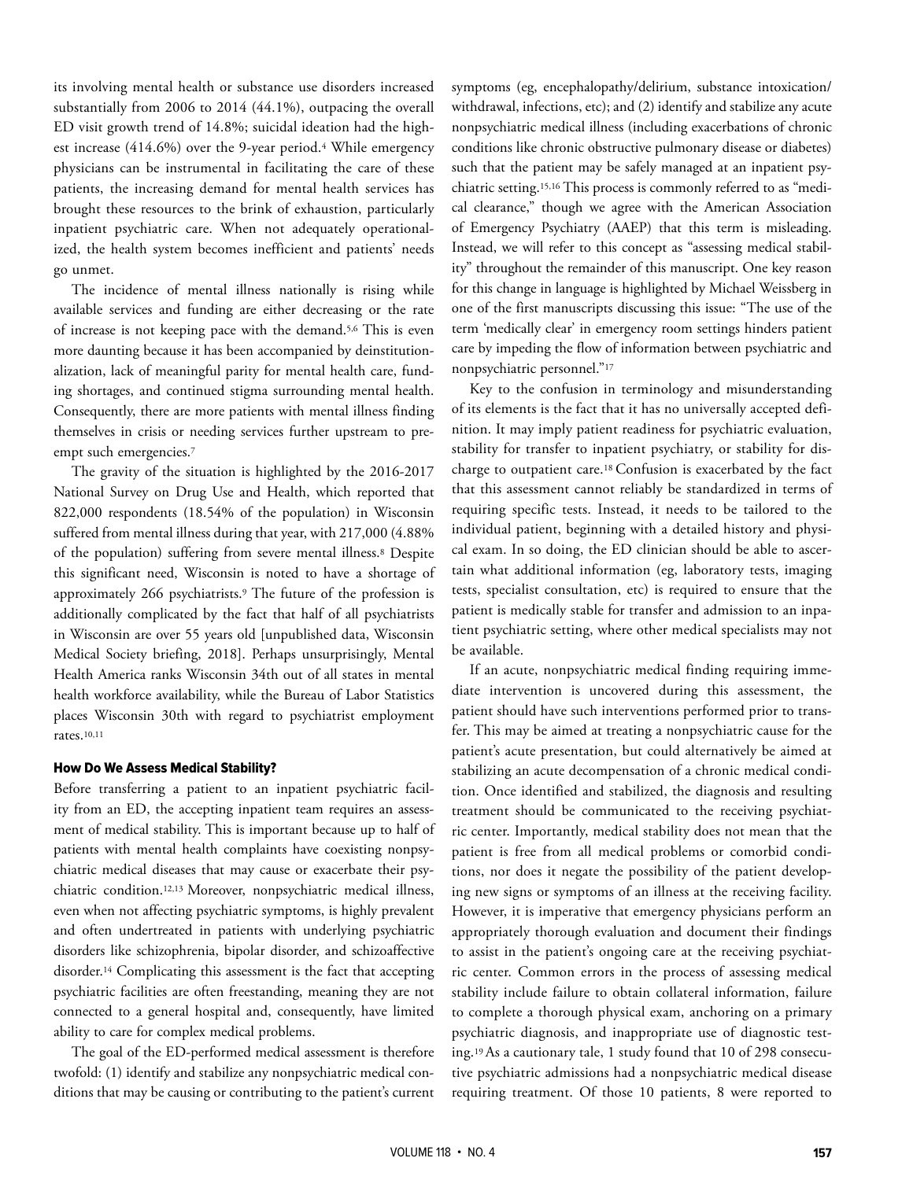its involving mental health or substance use disorders increased substantially from 2006 to 2014 (44.1%), outpacing the overall ED visit growth trend of 14.8%; suicidal ideation had the highest increase (414.6%) over the 9-year period.[4] While emergency physicians can be instrumental in facilitating the care of these patients, the increasing demand for mental health services has brought these resources to the brink of exhaustion, particularly inpatient psychiatric care. When not adequately operationalized, the health system becomes inefficient and patients' needs go unmet.

The incidence of mental illness nationally is rising while available services and funding are either decreasing or the rate of increase is not keeping pace with the demand.[5,6] This is even more daunting because it has been accompanied by deinstitutionalization, lack of meaningful parity for mental health care, funding shortages, and continued stigma surrounding mental health. Consequently, there are more patients with mental illness finding themselves in crisis or needing services further upstream to preempt such emergencies.[7]

The gravity of the situation is highlighted by the 2016-2017 National Survey on Drug Use and Health, which reported that 822,000 respondents (18.54% of the population) in Wisconsin suffered from mental illness during that year, with 217,000 (4.88% of the population) suffering from severe mental illness.[8] Despite this significant need, Wisconsin is noted to have a shortage of approximately 266 psychiatrists.[9] The future of the profession is additionally complicated by the fact that half of all psychiatrists in Wisconsin are over 55 years old [unpublished data, Wisconsin Medical Society briefing, 2018]. Perhaps unsurprisingly, Mental Health America ranks Wisconsin 34th out of all states in mental health workforce availability, while the Bureau of Labor Statistics places Wisconsin 30th with regard to psychiatrist employment rates.[10,11]

## How Do We Assess Medical Stability?

Before transferring a patient to an inpatient psychiatric facility from an ED, the accepting inpatient team requires an assessment of medical stability. This is important because up to half of patients with mental health complaints have coexisting nonpsychiatric medical diseases that may cause or exacerbate their psychiatric condition.[12,13] Moreover, nonpsychiatric medical illness, even when not affecting psychiatric symptoms, is highly prevalent and often undertreated in patients with underlying psychiatric disorders like schizophrenia, bipolar disorder, and schizoaffective disorder.[14] Complicating this assessment is the fact that accepting psychiatric facilities are often freestanding, meaning they are not connected to a general hospital and, consequently, have limited ability to care for complex medical problems.

The goal of the ED-performed medical assessment is therefore twofold: (1) identify and stabilize any nonpsychiatric medical conditions that may be causing or contributing to the patient's current symptoms (eg, encephalopathy/delirium, substance intoxication/withdrawal, infections, etc); and (2) identify and stabilize any acute nonpsychiatric medical illness (including exacerbations of chronic conditions like chronic obstructive pulmonary disease or diabetes) such that the patient may be safely managed at an inpatient psychiatric setting.[15,16] This process is commonly referred to as "medical clearance," though we agree with the American Association of Emergency Psychiatry (AAEP) that this term is misleading. Instead, we will refer to this concept as "assessing medical stability" throughout the remainder of this manuscript. One key reason for this change in language is highlighted by Michael Weissberg in one of the first manuscripts discussing this issue: "The use of the term 'medically clear' in emergency room settings hinders patient care by impeding the flow of information between psychiatric and nonpsychiatric personnel."[17]

Key to the confusion in terminology and misunderstanding of its elements is the fact that it has no universally accepted definition. It may imply patient readiness for psychiatric evaluation, stability for transfer to inpatient psychiatry, or stability for discharge to outpatient care.[18] Confusion is exacerbated by the fact that this assessment cannot reliably be standardized in terms of requiring specific tests. Instead, it needs to be tailored to the individual patient, beginning with a detailed history and physical exam. In so doing, the ED clinician should be able to ascertain what additional information (eg, laboratory tests, imaging tests, specialist consultation, etc) is required to ensure that the patient is medically stable for transfer and admission to an inpatient psychiatric setting, where other medical specialists may not be available.

If an acute, nonpsychiatric medical finding requiring immediate intervention is uncovered during this assessment, the patient should have such interventions performed prior to transfer. This may be aimed at treating a nonpsychiatric cause for the patient's acute presentation, but could alternatively be aimed at stabilizing an acute decompensation of a chronic medical condition. Once identified and stabilized, the diagnosis and resulting treatment should be communicated to the receiving psychiatric center. Importantly, medical stability does not mean that the patient is free from all medical problems or comorbid conditions, nor does it negate the possibility of the patient developing new signs or symptoms of an illness at the receiving facility. However, it is imperative that emergency physicians perform an appropriately thorough evaluation and document their findings to assist in the patient's ongoing care at the receiving psychiatric center. Common errors in the process of assessing medical stability include failure to obtain collateral information, failure to complete a thorough physical exam, anchoring on a primary psychiatric diagnosis, and inappropriate use of diagnostic testing.[19] As a cautionary tale, 1 study found that 10 of 298 consecutive psychiatric admissions had a nonpsychiatric medical disease requiring treatment. Of those 10 patients, 8 were reported to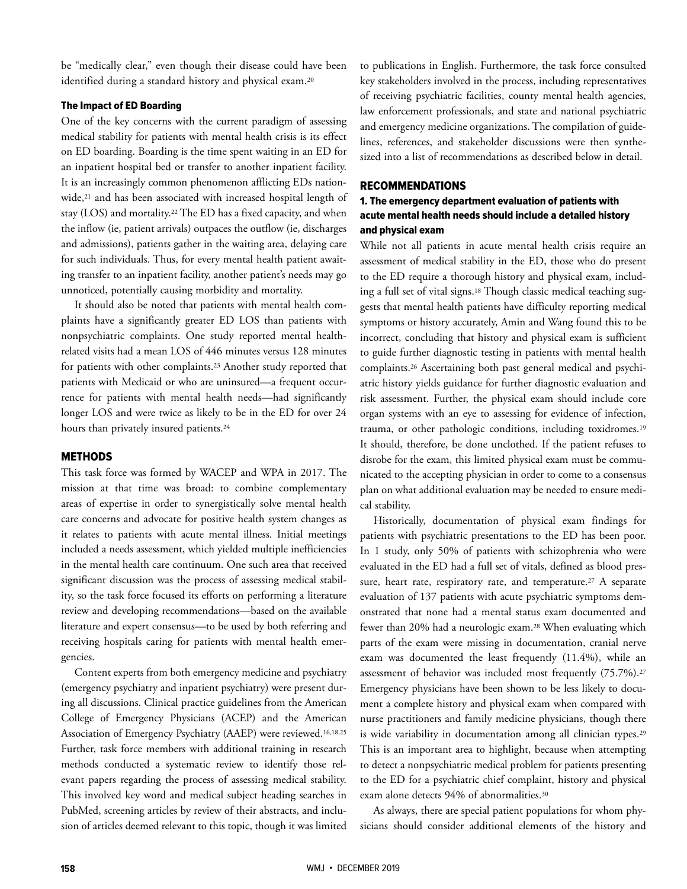be "medically clear," even though their disease could have been identified during a standard history and physical exam.[20]

### The Impact of ED Boarding

One of the key concerns with the current paradigm of assessing medical stability for patients with mental health crisis is its effect on ED boarding. Boarding is the time spent waiting in an ED for an inpatient hospital bed or transfer to another inpatient facility. It is an increasingly common phenomenon afflicting EDs nationwide,[21] and has been associated with increased hospital length of stay (LOS) and mortality.[22] The ED has a fixed capacity, and when the inflow (ie, patient arrivals) outpaces the outflow (ie, discharges and admissions), patients gather in the waiting area, delaying care for such individuals. Thus, for every mental health patient awaiting transfer to an inpatient facility, another patient's needs may go unnoticed, potentially causing morbidity and mortality.

It should also be noted that patients with mental health complaints have a significantly greater ED LOS than patients with nonpsychiatric complaints. One study reported mental health-related visits had a mean LOS of 446 minutes versus 128 minutes for patients with other complaints.[23] Another study reported that patients with Medicaid or who are uninsured—a frequent occurrence for patients with mental health needs—had significantly longer LOS and were twice as likely to be in the ED for over 24 hours than privately insured patients.[24]

## METHODS

This task force was formed by WACEP and WPA in 2017. The mission at that time was broad: to combine complementary areas of expertise in order to synergistically solve mental health care concerns and advocate for positive health system changes as it relates to patients with acute mental illness. Initial meetings included a needs assessment, which yielded multiple inefficiencies in the mental health care continuum. One such area that received significant discussion was the process of assessing medical stability, so the task force focused its efforts on performing a literature review and developing recommendations—based on the available literature and expert consensus—to be used by both referring and receiving hospitals caring for patients with mental health emergencies.

Content experts from both emergency medicine and psychiatry (emergency psychiatry and inpatient psychiatry) were present during all discussions. Clinical practice guidelines from the American College of Emergency Physicians (ACEP) and the American Association of Emergency Psychiatry (AAEP) were reviewed.[16,18,25] Further, task force members with additional training in research methods conducted a systematic review to identify those relevant papers regarding the process of assessing medical stability. This involved key word and medical subject heading searches in PubMed, screening articles by review of their abstracts, and inclusion of articles deemed relevant to this topic, though it was limited to publications in English. Furthermore, the task force consulted key stakeholders involved in the process, including representatives of receiving psychiatric facilities, county mental health agencies, law enforcement professionals, and state and national psychiatric and emergency medicine organizations. The compilation of guidelines, references, and stakeholder discussions were then synthesized into a list of recommendations as described below in detail.

## RECOMMENDATIONS

### 1. The emergency department evaluation of patients with acute mental health needs should include a detailed history and physical exam

While not all patients in acute mental health crisis require an assessment of medical stability in the ED, those who do present to the ED require a thorough history and physical exam, including a full set of vital signs.[18] Though classic medical teaching suggests that mental health patients have difficulty reporting medical symptoms or history accurately, Amin and Wang found this to be incorrect, concluding that history and physical exam is sufficient to guide further diagnostic testing in patients with mental health complaints.[26] Ascertaining both past general medical and psychiatric history yields guidance for further diagnostic evaluation and risk assessment. Further, the physical exam should include core organ systems with an eye to assessing for evidence of infection, trauma, or other pathologic conditions, including toxidromes.[19] It should, therefore, be done unclothed. If the patient refuses to disrobe for the exam, this limited physical exam must be communicated to the accepting physician in order to come to a consensus plan on what additional evaluation may be needed to ensure medical stability.

Historically, documentation of physical exam findings for patients with psychiatric presentations to the ED has been poor. In 1 study, only 50% of patients with schizophrenia who were evaluated in the ED had a full set of vitals, defined as blood pressure, heart rate, respiratory rate, and temperature.[27] A separate evaluation of 137 patients with acute psychiatric symptoms demonstrated that none had a mental status exam documented and fewer than 20% had a neurologic exam.[28] When evaluating which parts of the exam were missing in documentation, cranial nerve exam was documented the least frequently (11.4%), while an assessment of behavior was included most frequently (75.7%).[27] Emergency physicians have been shown to be less likely to document a complete history and physical exam when compared with nurse practitioners and family medicine physicians, though there is wide variability in documentation among all clinician types.[29] This is an important area to highlight, because when attempting to detect a nonpsychiatric medical problem for patients presenting to the ED for a psychiatric chief complaint, history and physical exam alone detects 94% of abnormalities.[30]

As always, there are special patient populations for whom physicians should consider additional elements of the history and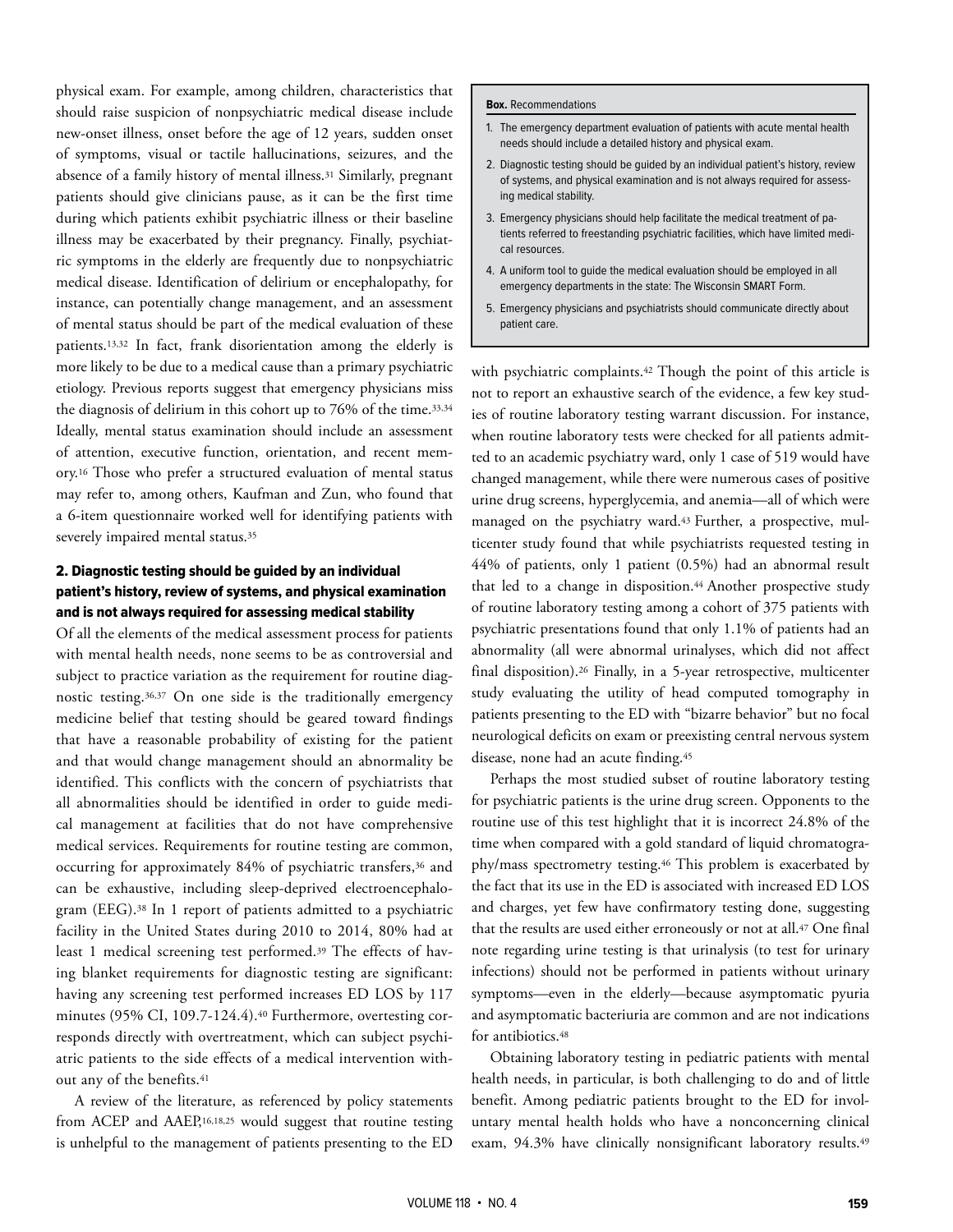physical exam. For example, among children, characteristics that should raise suspicion of nonpsychiatric medical disease include new-onset illness, onset before the age of 12 years, sudden onset of symptoms, visual or tactile hallucinations, seizures, and the absence of a family history of mental illness.[31] Similarly, pregnant patients should give clinicians pause, as it can be the first time during which patients exhibit psychiatric illness or their baseline illness may be exacerbated by their pregnancy. Finally, psychiatric symptoms in the elderly are frequently due to nonpsychiatric medical disease. Identification of delirium or encephalopathy, for instance, can potentially change management, and an assessment of mental status should be part of the medical evaluation of these patients.[13,32] In fact, frank disorientation among the elderly is more likely to be due to a medical cause than a primary psychiatric etiology. Previous reports suggest that emergency physicians miss the diagnosis of delirium in this cohort up to 76% of the time.[33,34] Ideally, mental status examination should include an assessment of attention, executive function, orientation, and recent memory.[16] Those who prefer a structured evaluation of mental status may refer to, among others, Kaufman and Zun, who found that a 6-item questionnaire worked well for identifying patients with severely impaired mental status.[35]

**Box.** Recommendations

1. The emergency department evaluation of patients with acute mental health needs should include a detailed history and physical exam.
2. Diagnostic testing should be guided by an individual patient's history, review of systems, and physical examination and is not always required for assessing medical stability.
3. Emergency physicians should help facilitate the medical treatment of patients referred to freestanding psychiatric facilities, which have limited medical resources.
4. A uniform tool to guide the medical evaluation should be employed in all emergency departments in the state: The Wisconsin SMART Form.
5. Emergency physicians and psychiatrists should communicate directly about patient care.

## 2. Diagnostic testing should be guided by an individual patient's history, review of systems, and physical examination and is not always required for assessing medical stability

Of all the elements of the medical assessment process for patients with mental health needs, none seems to be as controversial and subject to practice variation as the requirement for routine diagnostic testing.[36,37] On one side is the traditionally emergency medicine belief that testing should be geared toward findings that have a reasonable probability of existing for the patient and that would change management should an abnormality be identified. This conflicts with the concern of psychiatrists that all abnormalities should be identified in order to guide medical management at facilities that do not have comprehensive medical services. Requirements for routine testing are common, occurring for approximately 84% of psychiatric transfers,[36] and can be exhaustive, including sleep-deprived electroencephalogram (EEG).[38] In 1 report of patients admitted to a psychiatric facility in the United States during 2010 to 2014, 80% had at least 1 medical screening test performed.[39] The effects of having blanket requirements for diagnostic testing are significant: having any screening test performed increases ED LOS by 117 minutes (95% CI, 109.7-124.4).[40] Furthermore, overtesting corresponds directly with overtreatment, which can subject psychiatric patients to the side effects of a medical intervention without any of the benefits.[41]

A review of the literature, as referenced by policy statements from ACEP and AAEP,[16,18,25] would suggest that routine testing is unhelpful to the management of patients presenting to the ED with psychiatric complaints.[42] Though the point of this article is not to report an exhaustive search of the evidence, a few key studies of routine laboratory testing warrant discussion. For instance, when routine laboratory tests were checked for all patients admitted to an academic psychiatry ward, only 1 case of 519 would have changed management, while there were numerous cases of positive urine drug screens, hyperglycemia, and anemia—all of which were managed on the psychiatry ward.[43] Further, a prospective, multicenter study found that while psychiatrists requested testing in 44% of patients, only 1 patient (0.5%) had an abnormal result that led to a change in disposition.[44] Another prospective study of routine laboratory testing among a cohort of 375 patients with psychiatric presentations found that only 1.1% of patients had an abnormality (all were abnormal urinalyses, which did not affect final disposition).[26] Finally, in a 5-year retrospective, multicenter study evaluating the utility of head computed tomography in patients presenting to the ED with "bizarre behavior" but no focal neurological deficits on exam or preexisting central nervous system disease, none had an acute finding.[45]

Perhaps the most studied subset of routine laboratory testing for psychiatric patients is the urine drug screen. Opponents to the routine use of this test highlight that it is incorrect 24.8% of the time when compared with a gold standard of liquid chromatography/mass spectrometry testing.[46] This problem is exacerbated by the fact that its use in the ED is associated with increased ED LOS and charges, yet few have confirmatory testing done, suggesting that the results are used either erroneously or not at all.[47] One final note regarding urine testing is that urinalysis (to test for urinary infections) should not be performed in patients without urinary symptoms—even in the elderly—because asymptomatic pyuria and asymptomatic bacteriuria are common and are not indications for antibiotics.[48]

Obtaining laboratory testing in pediatric patients with mental health needs, in particular, is both challenging to do and of little benefit. Among pediatric patients brought to the ED for involuntary mental health holds who have a nonconcerning clinical exam, 94.3% have clinically nonsignificant laboratory results.[49]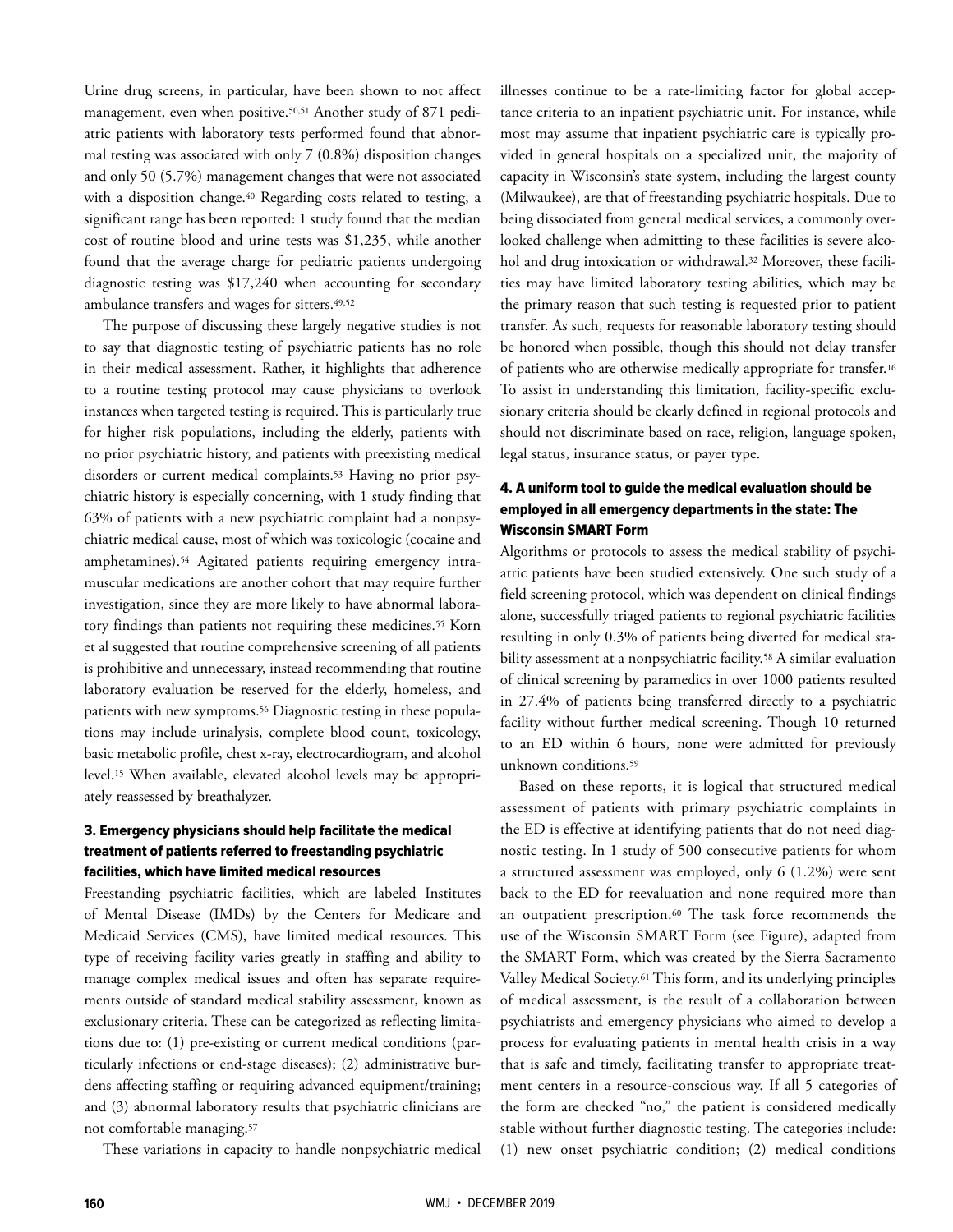Urine drug screens, in particular, have been shown to not affect management, even when positive.[50,51] Another study of 871 pediatric patients with laboratory tests performed found that abnormal testing was associated with only 7 (0.8%) disposition changes and only 50 (5.7%) management changes that were not associated with a disposition change.[40] Regarding costs related to testing, a significant range has been reported: 1 study found that the median cost of routine blood and urine tests was $1,235, while another found that the average charge for pediatric patients undergoing diagnostic testing was $17,240 when accounting for secondary ambulance transfers and wages for sitters.[49,52]

The purpose of discussing these largely negative studies is not to say that diagnostic testing of psychiatric patients has no role in their medical assessment. Rather, it highlights that adherence to a routine testing protocol may cause physicians to overlook instances when targeted testing is required. This is particularly true for higher risk populations, including the elderly, patients with no prior psychiatric history, and patients with preexisting medical disorders or current medical complaints.[53] Having no prior psychiatric history is especially concerning, with 1 study finding that 63% of patients with a new psychiatric complaint had a nonpsychiatric medical cause, most of which was toxicologic (cocaine and amphetamines).[54] Agitated patients requiring emergency intramuscular medications are another cohort that may require further investigation, since they are more likely to have abnormal laboratory findings than patients not requiring these medicines.[55] Korn et al suggested that routine comprehensive screening of all patients is prohibitive and unnecessary, instead recommending that routine laboratory evaluation be reserved for the elderly, homeless, and patients with new symptoms.[56] Diagnostic testing in these populations may include urinalysis, complete blood count, toxicology, basic metabolic profile, chest x-ray, electrocardiogram, and alcohol level.[15] When available, elevated alcohol levels may be appropriately reassessed by breathalyzer.

### 3. Emergency physicians should help facilitate the medical treatment of patients referred to freestanding psychiatric facilities, which have limited medical resources

Freestanding psychiatric facilities, which are labeled Institutes of Mental Disease (IMDs) by the Centers for Medicare and Medicaid Services (CMS), have limited medical resources. This type of receiving facility varies greatly in staffing and ability to manage complex medical issues and often has separate requirements outside of standard medical stability assessment, known as exclusionary criteria. These can be categorized as reflecting limitations due to: (1) pre-existing or current medical conditions (particularly infections or end-stage diseases); (2) administrative burdens affecting staffing or requiring advanced equipment/training; and (3) abnormal laboratory results that psychiatric clinicians are not comfortable managing.[57]

These variations in capacity to handle nonpsychiatric medical illnesses continue to be a rate-limiting factor for global acceptance criteria to an inpatient psychiatric unit. For instance, while most may assume that inpatient psychiatric care is typically provided in general hospitals on a specialized unit, the majority of capacity in Wisconsin's state system, including the largest county (Milwaukee), are that of freestanding psychiatric hospitals. Due to being dissociated from general medical services, a commonly overlooked challenge when admitting to these facilities is severe alcohol and drug intoxication or withdrawal.[32] Moreover, these facilities may have limited laboratory testing abilities, which may be the primary reason that such testing is requested prior to patient transfer. As such, requests for reasonable laboratory testing should be honored when possible, though this should not delay transfer of patients who are otherwise medically appropriate for transfer.[16] To assist in understanding this limitation, facility-specific exclusionary criteria should be clearly defined in regional protocols and should not discriminate based on race, religion, language spoken, legal status, insurance status, or payer type.

### 4. A uniform tool to guide the medical evaluation should be employed in all emergency departments in the state: The Wisconsin SMART Form

Algorithms or protocols to assess the medical stability of psychiatric patients have been studied extensively. One such study of a field screening protocol, which was dependent on clinical findings alone, successfully triaged patients to regional psychiatric facilities resulting in only 0.3% of patients being diverted for medical stability assessment at a nonpsychiatric facility.[58] A similar evaluation of clinical screening by paramedics in over 1000 patients resulted in 27.4% of patients being transferred directly to a psychiatric facility without further medical screening. Though 10 returned to an ED within 6 hours, none were admitted for previously unknown conditions.[59]

Based on these reports, it is logical that structured medical assessment of patients with primary psychiatric complaints in the ED is effective at identifying patients that do not need diagnostic testing. In 1 study of 500 consecutive patients for whom a structured assessment was employed, only 6 (1.2%) were sent back to the ED for reevaluation and none required more than an outpatient prescription.[60] The task force recommends the use of the Wisconsin SMART Form (see Figure), adapted from the SMART Form, which was created by the Sierra Sacramento Valley Medical Society.[61] This form, and its underlying principles of medical assessment, is the result of a collaboration between psychiatrists and emergency physicians who aimed to develop a process for evaluating patients in mental health crisis in a way that is safe and timely, facilitating transfer to appropriate treatment centers in a resource-conscious way. If all 5 categories of the form are checked "no," the patient is considered medically stable without further diagnostic testing. The categories include: (1) new onset psychiatric condition; (2) medical conditions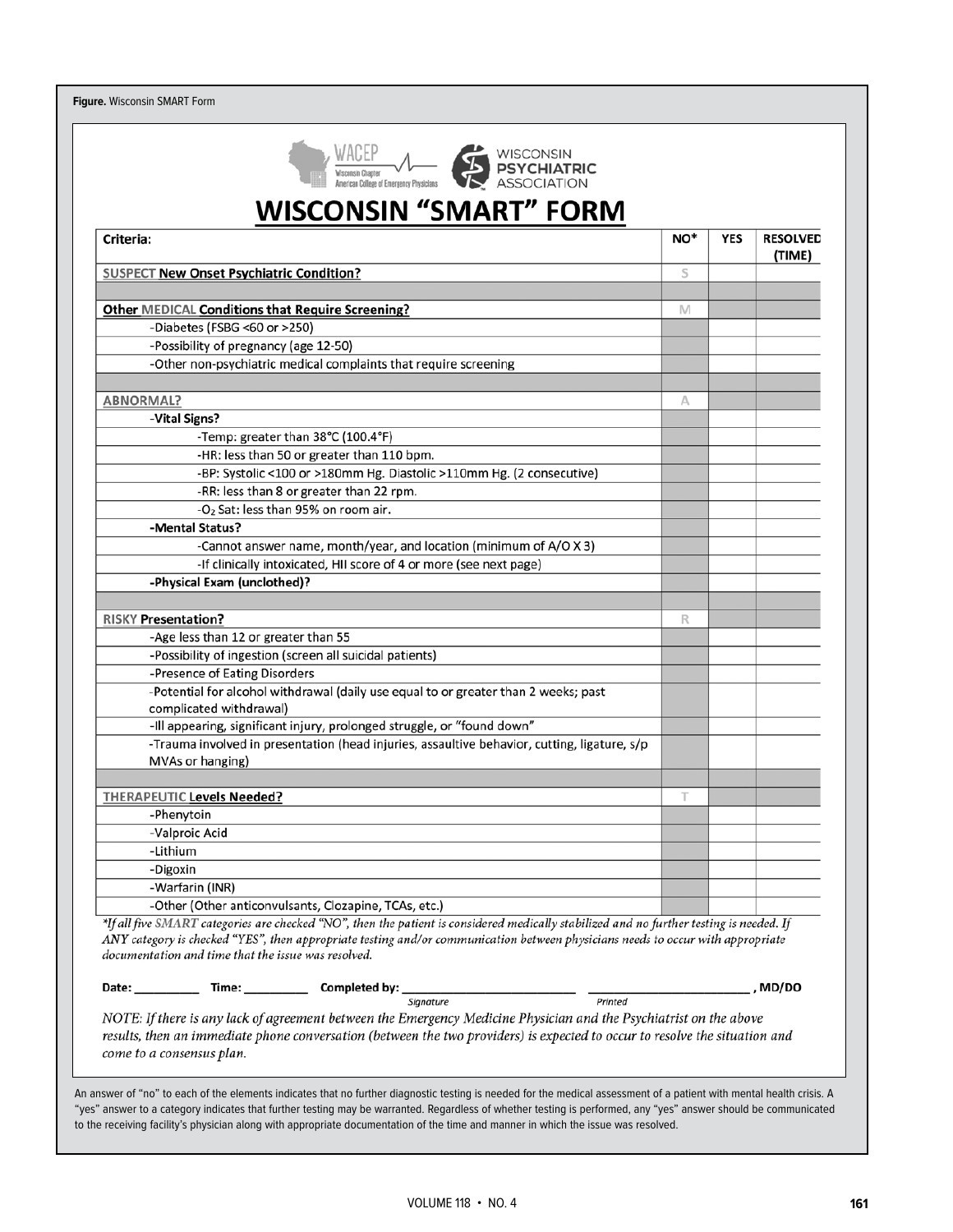**Figure.** Wisconsin SMART Form

WACEP Wisconsin Chapter American College of Emergency Physicians — WISCONSIN PSYCHIATRIC ASSOCIATION

# WISCONSIN "SMART" FORM

| Criteria: | NO* | YES | RESOLVED (TIME) |
|---|---|---|---|
| **SUSPECT New Onset Psychiatric Condition?** | S | | |
| | | | |
| **Other MEDICAL Conditions that Require Screening?** | M | | |
| -Diabetes (FSBG <60 or >250) | | | |
| -Possibility of pregnancy (age 12-50) | | | |
| -Other non-psychiatric medical complaints that require screening | | | |
| | | | |
| **ABNORMAL?** | A | | |
| **-Vital Signs?** | | | |
| -Temp: greater than 38°C (100.4°F) | | | |
| -HR: less than 50 or greater than 110 bpm. | | | |
| -BP: Systolic <100 or >180mm Hg. Diastolic >110mm Hg. (2 consecutive) | | | |
| -RR: less than 8 or greater than 22 rpm. | | | |
| -$O_2$ Sat: less than 95% on room air. | | | |
| **-Mental Status?** | | | |
| -Cannot answer name, month/year, and location (minimum of A/O X 3) | | | |
| -If clinically intoxicated, HII score of 4 or more (see next page) | | | |
| **-Physical Exam (unclothed)?** | | | |
| | | | |
| **RISKY Presentation?** | R | | |
| -Age less than 12 or greater than 55 | | | |
| -Possibility of ingestion (screen all suicidal patients) | | | |
| -Presence of Eating Disorders | | | |
| -Potential for alcohol withdrawal (daily use equal to or greater than 2 weeks; past complicated withdrawal) | | | |
| -Ill appearing, significant injury, prolonged struggle, or "found down" | | | |
| -Trauma involved in presentation (head injuries, assaultive behavior, cutting, ligature, s/p MVAs or hanging) | | | |
| | | | |
| **THERAPEUTIC Levels Needed?** | T | | |
| -Phenytoin | | | |
| -Valproic Acid | | | |
| -Lithium | | | |
| -Digoxin | | | |
| -Warfarin (INR) | | | |
| -Other (Other anticonvulsants, Clozapine, TCAs, etc.) | | | |

*\*If all five SMART categories are checked "NO", then the patient is considered medically stabilized and no further testing is needed. If ANY category is checked "YES", then appropriate testing and/or communication between physicians needs to occur with appropriate documentation and time that the issue was resolved.*

**Date:** __________ **Time:** __________ **Completed by:** __________________________ (Signature) __________________________ (Printed), **MD/DO**

*NOTE: If there is any lack of agreement between the Emergency Medicine Physician and the Psychiatrist on the above results, then an immediate phone conversation (between the two providers) is expected to occur to resolve the situation and come to a consensus plan.*

An answer of "no" to each of the elements indicates that no further diagnostic testing is needed for the medical assessment of a patient with mental health crisis. A "yes" answer to a category indicates that further testing may be warranted. Regardless of whether testing is performed, any "yes" answer should be communicated to the receiving facility's physician along with appropriate documentation of the time and manner in which the issue was resolved.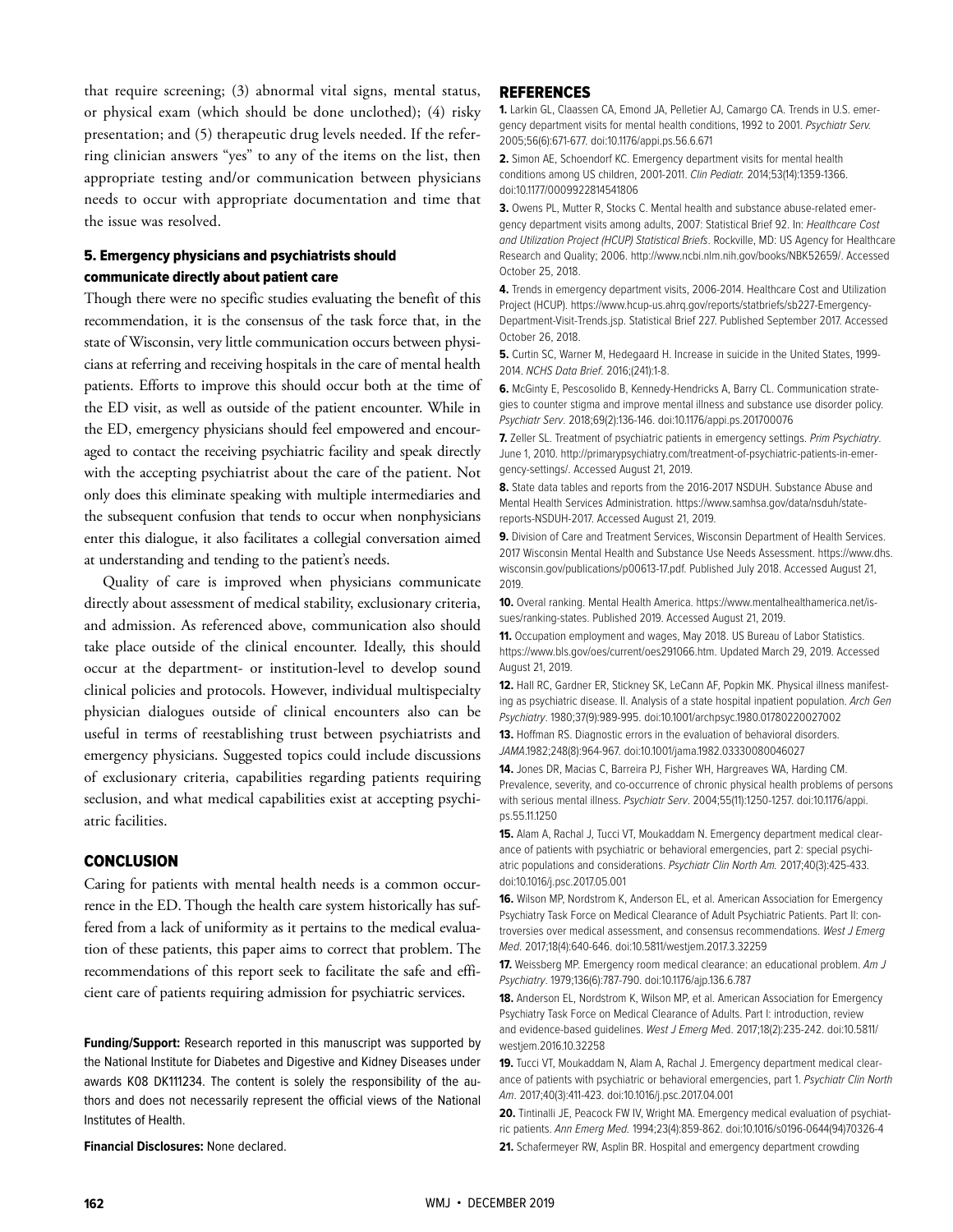that require screening; (3) abnormal vital signs, mental status, or physical exam (which should be done unclothed); (4) risky presentation; and (5) therapeutic drug levels needed. If the referring clinician answers "yes" to any of the items on the list, then appropriate testing and/or communication between physicians needs to occur with appropriate documentation and time that the issue was resolved.

### 5. Emergency physicians and psychiatrists should communicate directly about patient care

Though there were no specific studies evaluating the benefit of this recommendation, it is the consensus of the task force that, in the state of Wisconsin, very little communication occurs between physicians at referring and receiving hospitals in the care of mental health patients. Efforts to improve this should occur both at the time of the ED visit, as well as outside of the patient encounter. While in the ED, emergency physicians should feel empowered and encouraged to contact the receiving psychiatric facility and speak directly with the accepting psychiatrist about the care of the patient. Not only does this eliminate speaking with multiple intermediaries and the subsequent confusion that tends to occur when nonphysicians enter this dialogue, it also facilitates a collegial conversation aimed at understanding and tending to the patient's needs.

Quality of care is improved when physicians communicate directly about assessment of medical stability, exclusionary criteria, and admission. As referenced above, communication also should take place outside of the clinical encounter. Ideally, this should occur at the department- or institution-level to develop sound clinical policies and protocols. However, individual multispecialty physician dialogues outside of clinical encounters also can be useful in terms of reestablishing trust between psychiatrists and emergency physicians. Suggested topics could include discussions of exclusionary criteria, capabilities regarding patients requiring seclusion, and what medical capabilities exist at accepting psychiatric facilities.

## CONCLUSION

Caring for patients with mental health needs is a common occurrence in the ED. Though the health care system historically has suffered from a lack of uniformity as it pertains to the medical evaluation of these patients, this paper aims to correct that problem. The recommendations of this report seek to facilitate the safe and efficient care of patients requiring admission for psychiatric services.

**Funding/Support:** Research reported in this manuscript was supported by the National Institute for Diabetes and Digestive and Kidney Diseases under awards K08 DK111234. The content is solely the responsibility of the authors and does not necessarily represent the official views of the National Institutes of Health.

**Financial Disclosures:** None declared.

## REFERENCES

**1.** Larkin GL, Claassen CA, Emond JA, Pelletier AJ, Camargo CA. Trends in U.S. emergency department visits for mental health conditions, 1992 to 2001. *Psychiatr Serv.* 2005;56(6):671-677. doi:10.1176/appi.ps.56.6.671

**2.** Simon AE, Schoendorf KC. Emergency department visits for mental health conditions among US children, 2001-2011. *Clin Pediatr.* 2014;53(14):1359-1366. doi:10.1177/0009922814541806

**3.** Owens PL, Mutter R, Stocks C. Mental health and substance abuse-related emergency department visits among adults, 2007: Statistical Brief 92. In: *Healthcare Cost and Utilization Project (HCUP) Statistical Briefs*. Rockville, MD: US Agency for Healthcare Research and Quality; 2006. http://www.ncbi.nlm.nih.gov/books/NBK52659/. Accessed October 25, 2018.

**4.** Trends in emergency department visits, 2006-2014. Healthcare Cost and Utilization Project (HCUP). https://www.hcup-us.ahrq.gov/reports/statbriefs/sb227-Emergency-Department-Visit-Trends.jsp. Statistical Brief 227. Published September 2017. Accessed October 26, 2018.

**5.** Curtin SC, Warner M, Hedegaard H. Increase in suicide in the United States, 1999-2014. *NCHS Data Brief*. 2016;(241):1-8.

**6.** McGinty E, Pescosolido B, Kennedy-Hendricks A, Barry CL. Communication strategies to counter stigma and improve mental illness and substance use disorder policy. *Psychiatr Serv*. 2018;69(2):136-146. doi:10.1176/appi.ps.201700076

**7.** Zeller SL. Treatment of psychiatric patients in emergency settings. *Prim Psychiatry*. June 1, 2010. http://primarypsychiatry.com/treatment-of-psychiatric-patients-in-emergency-settings/. Accessed August 21, 2019.

**8.** State data tables and reports from the 2016-2017 NSDUH. Substance Abuse and Mental Health Services Administration. https://www.samhsa.gov/data/nsduh/state-reports-NSDUH-2017. Accessed August 21, 2019.

**9.** Division of Care and Treatment Services, Wisconsin Department of Health Services. 2017 Wisconsin Mental Health and Substance Use Needs Assessment. https://www.dhs.wisconsin.gov/publications/p00613-17.pdf. Published July 2018. Accessed August 21, 2019.

**10.** Overal ranking. Mental Health America. https://www.mentalhealthamerica.net/issues/ranking-states. Published 2019. Accessed August 21, 2019.

**11.** Occupation employment and wages, May 2018. US Bureau of Labor Statistics. https://www.bls.gov/oes/current/oes291066.htm. Updated March 29, 2019. Accessed August 21, 2019.

**12.** Hall RC, Gardner ER, Stickney SK, LeCann AF, Popkin MK. Physical illness manifesting as psychiatric disease. II. Analysis of a state hospital inpatient population. *Arch Gen Psychiatry*. 1980;37(9):989-995. doi:10.1001/archpsyc.1980.01780220027002

**13.** Hoffman RS. Diagnostic errors in the evaluation of behavioral disorders. *JAMA*.1982;248(8):964-967. doi:10.1001/jama.1982.03330080046027

**14.** Jones DR, Macias C, Barreira PJ, Fisher WH, Hargreaves WA, Harding CM. Prevalence, severity, and co-occurrence of chronic physical health problems of persons with serious mental illness. *Psychiatr Serv*. 2004;55(11):1250-1257. doi:10.1176/appi.ps.55.11.1250

**15.** Alam A, Rachal J, Tucci VT, Moukaddam N. Emergency department medical clearance of patients with psychiatric or behavioral emergencies, part 2: special psychiatric populations and considerations. *Psychiatr Clin North Am.* 2017;40(3):425-433. doi:10.1016/j.psc.2017.05.001

**16.** Wilson MP, Nordstrom K, Anderson EL, et al. American Association for Emergency Psychiatry Task Force on Medical Clearance of Adult Psychiatric Patients. Part II: controversies over medical assessment, and consensus recommendations. *West J Emerg Med*. 2017;18(4):640-646. doi:10.5811/westjem.2017.3.32259

**17.** Weissberg MP. Emergency room medical clearance: an educational problem. *Am J Psychiatry*. 1979;136(6):787-790. doi:10.1176/ajp.136.6.787

**18.** Anderson EL, Nordstrom K, Wilson MP, et al. American Association for Emergency Psychiatry Task Force on Medical Clearance of Adults. Part I: introduction, review and evidence-based guidelines. *West J Emerg Me*d. 2017;18(2):235-242. doi:10.5811/westjem.2016.10.32258

**19.** Tucci VT, Moukaddam N, Alam A, Rachal J. Emergency department medical clearance of patients with psychiatric or behavioral emergencies, part 1. *Psychiatr Clin North Am*. 2017;40(3):411-423. doi:10.1016/j.psc.2017.04.001

**20.** Tintinalli JE, Peacock FW IV, Wright MA. Emergency medical evaluation of psychiatric patients. *Ann Emerg Med.* 1994;23(4):859-862. doi:10.1016/s0196-0644(94)70326-4

**21.** Schafermeyer RW, Asplin BR. Hospital and emergency department crowding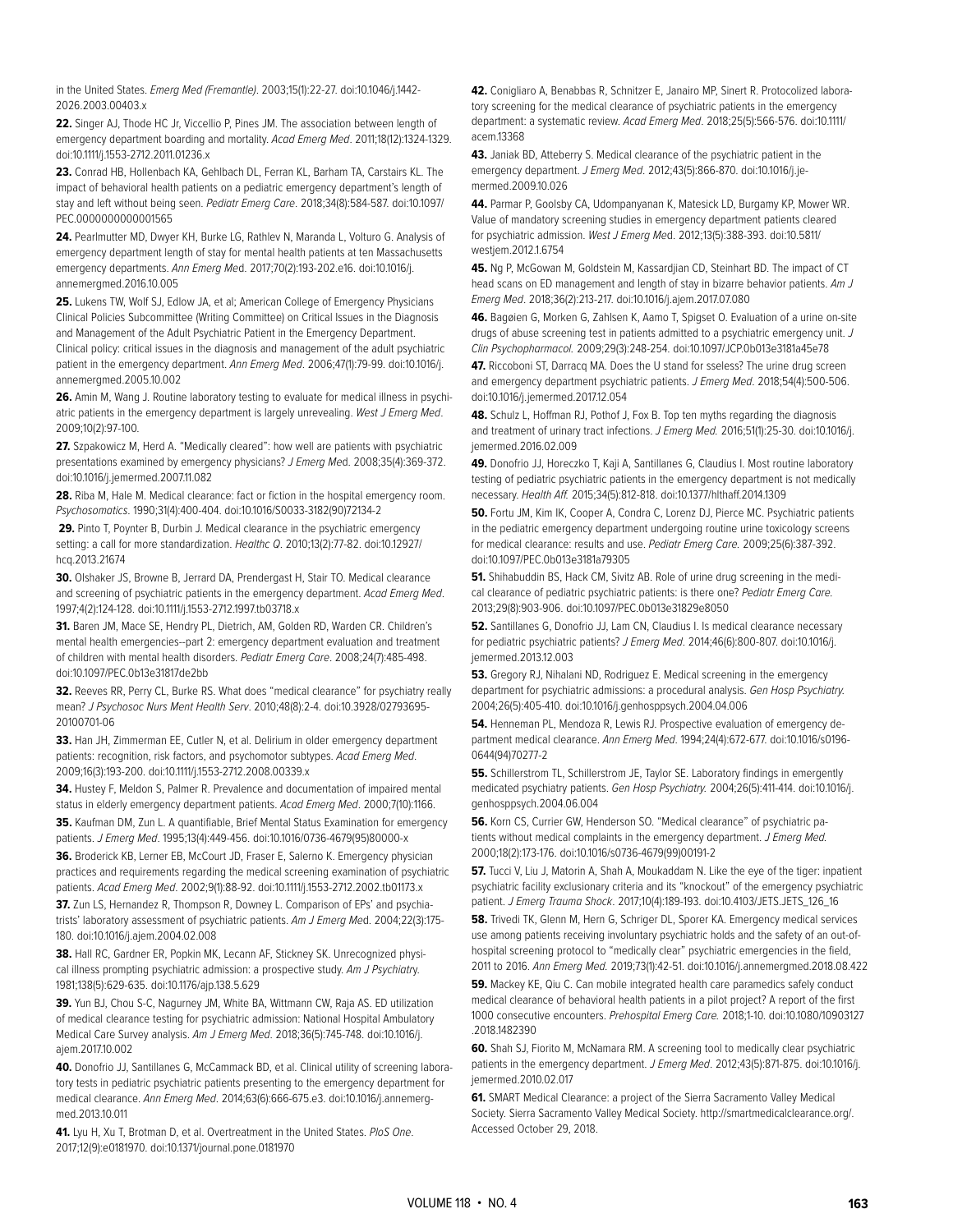in the United States. *Emerg Med (Fremantle)*. 2003;15(1):22-27. doi:10.1046/j.1442-2026.2003.00403.x

**22.** Singer AJ, Thode HC Jr, Viccellio P, Pines JM. The association between length of emergency department boarding and mortality. *Acad Emerg Med*. 2011;18(12):1324-1329. doi:10.1111/j.1553-2712.2011.01236.x

**23.** Conrad HB, Hollenbach KA, Gehlbach DL, Ferran KL, Barham TA, Carstairs KL. The impact of behavioral health patients on a pediatric emergency department's length of stay and left without being seen. *Pediatr Emerg Care*. 2018;34(8):584-587. doi:10.1097/PEC.0000000000001565

**24.** Pearlmutter MD, Dwyer KH, Burke LG, Rathlev N, Maranda L, Volturo G. Analysis of emergency department length of stay for mental health patients at ten Massachusetts emergency departments. *Ann Emerg Med*. 2017;70(2):193-202.e16. doi:10.1016/j.annemergmed.2016.10.005

**25.** Lukens TW, Wolf SJ, Edlow JA, et al; American College of Emergency Physicians Clinical Policies Subcommittee (Writing Committee) on Critical Issues in the Diagnosis and Management of the Adult Psychiatric Patient in the Emergency Department. Clinical policy: critical issues in the diagnosis and management of the adult psychiatric patient in the emergency department. *Ann Emerg Med*. 2006;47(1):79-99. doi:10.1016/j.annemergmed.2005.10.002

**26.** Amin M, Wang J. Routine laboratory testing to evaluate for medical illness in psychiatric patients in the emergency department is largely unrevealing. *West J Emerg Med*. 2009;10(2):97-100.

**27.** Szpakowicz M, Herd A. "Medically cleared": how well are patients with psychiatric presentations examined by emergency physicians? *J Emerg Med*. 2008;35(4):369-372. doi:10.1016/j.jemermed.2007.11.082

**28.** Riba M, Hale M. Medical clearance: fact or fiction in the hospital emergency room. *Psychosomatics*. 1990;31(4):400-404. doi:10.1016/S0033-3182(90)72134-2

**29.** Pinto T, Poynter B, Durbin J. Medical clearance in the psychiatric emergency setting: a call for more standardization. *Healthc Q*. 2010;13(2):77-82. doi:10.12927/hcq.2013.21674

**30.** Olshaker JS, Browne B, Jerrard DA, Prendergast H, Stair TO. Medical clearance and screening of psychiatric patients in the emergency department. *Acad Emerg Med*. 1997;4(2):124-128. doi:10.1111/j.1553-2712.1997.tb03718.x

**31.** Baren JM, Mace SE, Hendry PL, Dietrich, AM, Golden RD, Warden CR. Children's mental health emergencies--part 2: emergency department evaluation and treatment of children with mental health disorders. *Pediatr Emerg Care*. 2008;24(7):485-498. doi:10.1097/PEC.0b13e31817de2bb

**32.** Reeves RR, Perry CL, Burke RS. What does "medical clearance" for psychiatry really mean? *J Psychosoc Nurs Ment Health Serv*. 2010;48(8):2-4. doi:10.3928/02793695-20100701-06

**33.** Han JH, Zimmerman EE, Cutler N, et al. Delirium in older emergency department patients: recognition, risk factors, and psychomotor subtypes. *Acad Emerg Med*. 2009;16(3):193-200. doi:10.1111/j.1553-2712.2008.00339.x

**34.** Hustey F, Meldon S, Palmer R. Prevalence and documentation of impaired mental status in elderly emergency department patients. *Acad Emerg Med*. 2000;7(10):1166.

**35.** Kaufman DM, Zun L. A quantifiable, Brief Mental Status Examination for emergency patients. *J Emerg Med*. 1995;13(4):449-456. doi:10.1016/0736-4679(95)80000-x

**36.** Broderick KB, Lerner EB, McCourt JD, Fraser E, Salerno K. Emergency physician practices and requirements regarding the medical screening examination of psychiatric patients. *Acad Emerg Med*. 2002;9(1):88-92. doi:10.1111/j.1553-2712.2002.tb01173.x

**37.** Zun LS, Hernandez R, Thompson R, Downey L. Comparison of EPs' and psychiatrists' laboratory assessment of psychiatric patients. *Am J Emerg Med*. 2004;22(3):175-180. doi:10.1016/j.ajem.2004.02.008

**38.** Hall RC, Gardner ER, Popkin MK, Lecann AF, Stickney SK. Unrecognized physical illness prompting psychiatric admission: a prospective study. *Am J Psychiatry*. 1981;138(5):629-635. doi:10.1176/ajp.138.5.629

**39.** Yun BJ, Chou S-C, Nagurney JM, White BA, Wittmann CW, Raja AS. ED utilization of medical clearance testing for psychiatric admission: National Hospital Ambulatory Medical Care Survey analysis. *Am J Emerg Med*. 2018;36(5):745-748. doi:10.1016/j.ajem.2017.10.002

**40.** Donofrio JJ, Santillanes G, McCammack BD, et al. Clinical utility of screening laboratory tests in pediatric psychiatric patients presenting to the emergency department for medical clearance. *Ann Emerg Med*. 2014;63(6):666-675.e3. doi:10.1016/j.annemergmed.2013.10.011

**41.** Lyu H, Xu T, Brotman D, et al. Overtreatment in the United States. *PloS One*. 2017;12(9):e0181970. doi:10.1371/journal.pone.0181970

**42.** Conigliaro A, Benabbas R, Schnitzer E, Janairo MP, Sinert R. Protocolized laboratory screening for the medical clearance of psychiatric patients in the emergency department: a systematic review. *Acad Emerg Med*. 2018;25(5):566-576. doi:10.1111/acem.13368

**43.** Janiak BD, Atteberry S. Medical clearance of the psychiatric patient in the emergency department. *J Emerg Med*. 2012;43(5):866-870. doi:10.1016/j.jemermed.2009.10.026

**44.** Parmar P, Goolsby CA, Udompanyanan K, Matesick LD, Burgamy KP, Mower WR. Value of mandatory screening studies in emergency department patients cleared for psychiatric admission. *West J Emerg Med*. 2012;13(5):388-393. doi:10.5811/westjem.2012.1.6754

**45.** Ng P, McGowan M, Goldstein M, Kassardjian CD, Steinhart BD. The impact of CT head scans on ED management and length of stay in bizarre behavior patients. *Am J Emerg Med*. 2018;36(2):213-217. doi:10.1016/j.ajem.2017.07.080

**46.** Bagøien G, Morken G, Zahlsen K, Aamo T, Spigset O. Evaluation of a urine on-site drugs of abuse screening test in patients admitted to a psychiatric emergency unit. *J Clin Psychopharmacol*. 2009;29(3):248-254. doi:10.1097/JCP.0b013e3181a45e78

**47.** Riccoboni ST, Darracq MA. Does the U stand for sseless? The urine drug screen and emergency department psychiatric patients. *J Emerg Med*. 2018;54(4):500-506. doi:10.1016/j.jemermed.2017.12.054

**48.** Schulz L, Hoffman RJ, Pothof J, Fox B. Top ten myths regarding the diagnosis and treatment of urinary tract infections. *J Emerg Med*. 2016;51(1):25-30. doi:10.1016/j.jemermed.2016.02.009

**49.** Donofrio JJ, Horeczko T, Kaji A, Santillanes G, Claudius I. Most routine laboratory testing of pediatric psychiatric patients in the emergency department is not medically necessary. *Health Aff*. 2015;34(5):812-818. doi:10.1377/hlthaff.2014.1309

**50.** Fortu JM, Kim IK, Cooper A, Condra C, Lorenz DJ, Pierce MC. Psychiatric patients in the pediatric emergency department undergoing routine urine toxicology screens for medical clearance: results and use. *Pediatr Emerg Care*. 2009;25(6):387-392. doi:10.1097/PEC.0b013e3181a79305

**51.** Shihabuddin BS, Hack CM, Sivitz AB. Role of urine drug screening in the medical clearance of pediatric psychiatric patients: is there one? *Pediatr Emerg Care*. 2013;29(8):903-906. doi:10.1097/PEC.0b013e31829e8050

**52.** Santillanes G, Donofrio JJ, Lam CN, Claudius I. Is medical clearance necessary for pediatric psychiatric patients? *J Emerg Med*. 2014;46(6):800-807. doi:10.1016/j.jemermed.2013.12.003

**53.** Gregory RJ, Nihalani ND, Rodriguez E. Medical screening in the emergency department for psychiatric admissions: a procedural analysis. *Gen Hosp Psychiatry*. 2004;26(5):405-410. doi:10.1016/j.genhosppsych.2004.04.006

**54.** Henneman PL, Mendoza R, Lewis RJ. Prospective evaluation of emergency department medical clearance. *Ann Emerg Med*. 1994;24(4):672-677. doi:10.1016/s0196-0644(94)70277-2

**55.** Schillerstrom TL, Schillerstrom JE, Taylor SE. Laboratory findings in emergently medicated psychiatry patients. *Gen Hosp Psychiatry*. 2004;26(5):411-414. doi:10.1016/j.genhosppsych.2004.06.004

**56.** Korn CS, Currier GW, Henderson SO. "Medical clearance" of psychiatric patients without medical complaints in the emergency department. *J Emerg Med*. 2000;18(2):173-176. doi:10.1016/s0736-4679(99)00191-2

**57.** Tucci V, Liu J, Matorin A, Shah A, Moukaddam N. Like the eye of the tiger: inpatient psychiatric facility exclusionary criteria and its "knockout" of the emergency psychiatric patient. *J Emerg Trauma Shock*. 2017;10(4):189-193. doi:10.4103/JETS.JETS_126_16

**58.** Trivedi TK, Glenn M, Hern G, Schriger DL, Sporer KA. Emergency medical services use among patients receiving involuntary psychiatric holds and the safety of an out-of-hospital screening protocol to "medically clear" psychiatric emergencies in the field, 2011 to 2016. *Ann Emerg Med*. 2019;73(1):42-51. doi:10.1016/j.annemergmed.2018.08.422

**59.** Mackey KE, Qiu C. Can mobile integrated health care paramedics safely conduct medical clearance of behavioral health patients in a pilot project? A report of the first 1000 consecutive encounters. *Prehospital Emerg Care*. 2018;1-10. doi:10.1080/10903127.2018.1482390

**60.** Shah SJ, Fiorito M, McNamara RM. A screening tool to medically clear psychiatric patients in the emergency department. *J Emerg Med*. 2012;43(5):871-875. doi:10.1016/j.jemermed.2010.02.017

**61.** SMART Medical Clearance: a project of the Sierra Sacramento Valley Medical Society. Sierra Sacramento Valley Medical Society. http://smartmedicalclearance.org/. Accessed October 29, 2018.